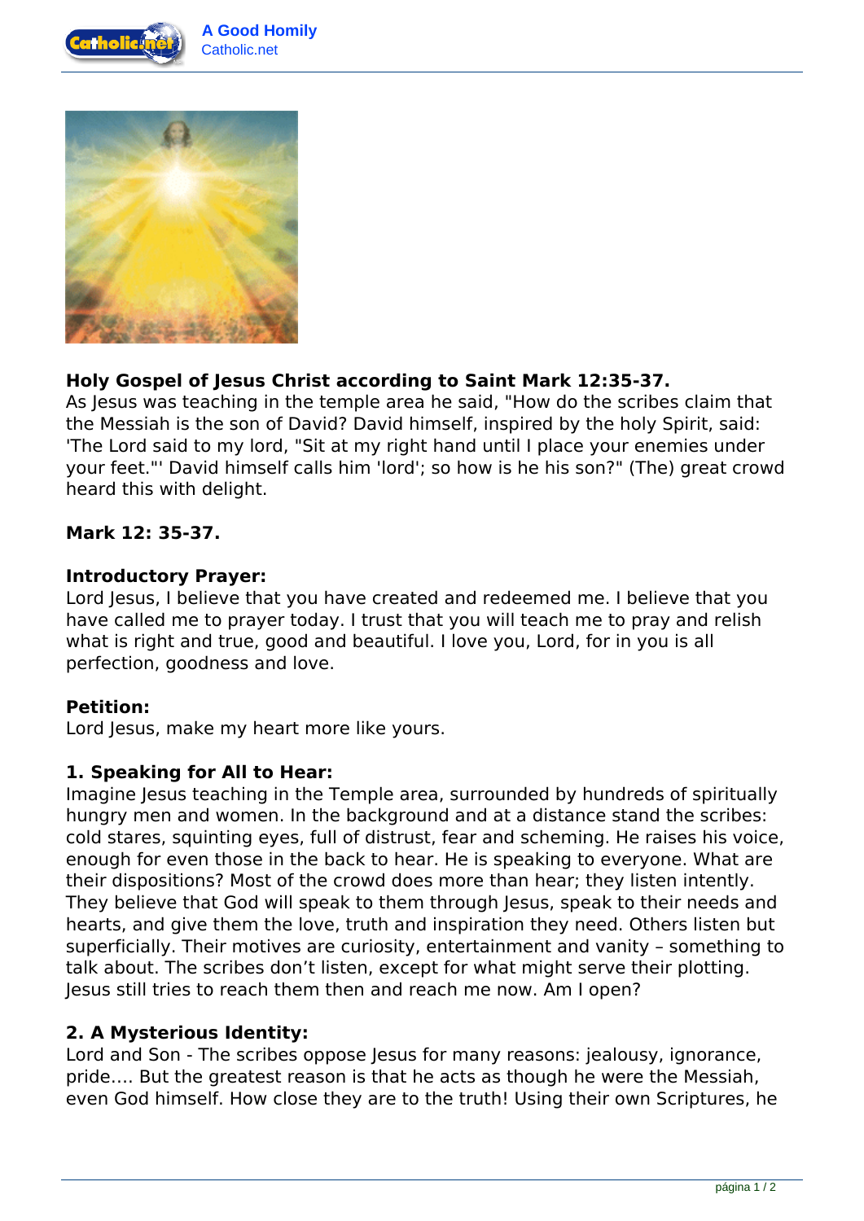**Holy Gospel of Jesus Christ according to Saint Mark 12:35-37.**
As Jesus was teaching in the temple area he said, "How do the scribes claim that the Messiah is the son of David? David himself, inspired by the holy Spirit, said: 'The Lord said to my lord, "Sit at my right hand until I place your enemies under your feet."' David himself calls him 'lord'; so how is he his son?" (The) great crowd heard this with delight.

**Mark 12: 35-37.**

**Introductory Prayer:**
Lord Jesus, I believe that you have created and redeemed me. I believe that you have called me to prayer today. I trust that you will teach me to pray and relish what is right and true, good and beautiful. I love you, Lord, for in you is all perfection, goodness and love.

**Petition:**
Lord Jesus, make my heart more like yours.

**1. Speaking for All to Hear:**
Imagine Jesus teaching in the Temple area, surrounded by hundreds of spiritually hungry men and women. In the background and at a distance stand the scribes: cold stares, squinting eyes, full of distrust, fear and scheming. He raises his voice, enough for even those in the back to hear. He is speaking to everyone. What are their dispositions? Most of the crowd does more than hear; they listen intently. They believe that God will speak to them through Jesus, speak to their needs and hearts, and give them the love, truth and inspiration they need. Others listen but superficially. Their motives are curiosity, entertainment and vanity – something to talk about. The scribes don't listen, except for what might serve their plotting. Jesus still tries to reach them then and reach me now. Am I open?

**2. A Mysterious Identity:**
Lord and Son - The scribes oppose Jesus for many reasons: jealousy, ignorance, pride.... But the greatest reason is that he acts as though he were the Messiah, even God himself. How close they are to the truth! Using their own Scriptures, he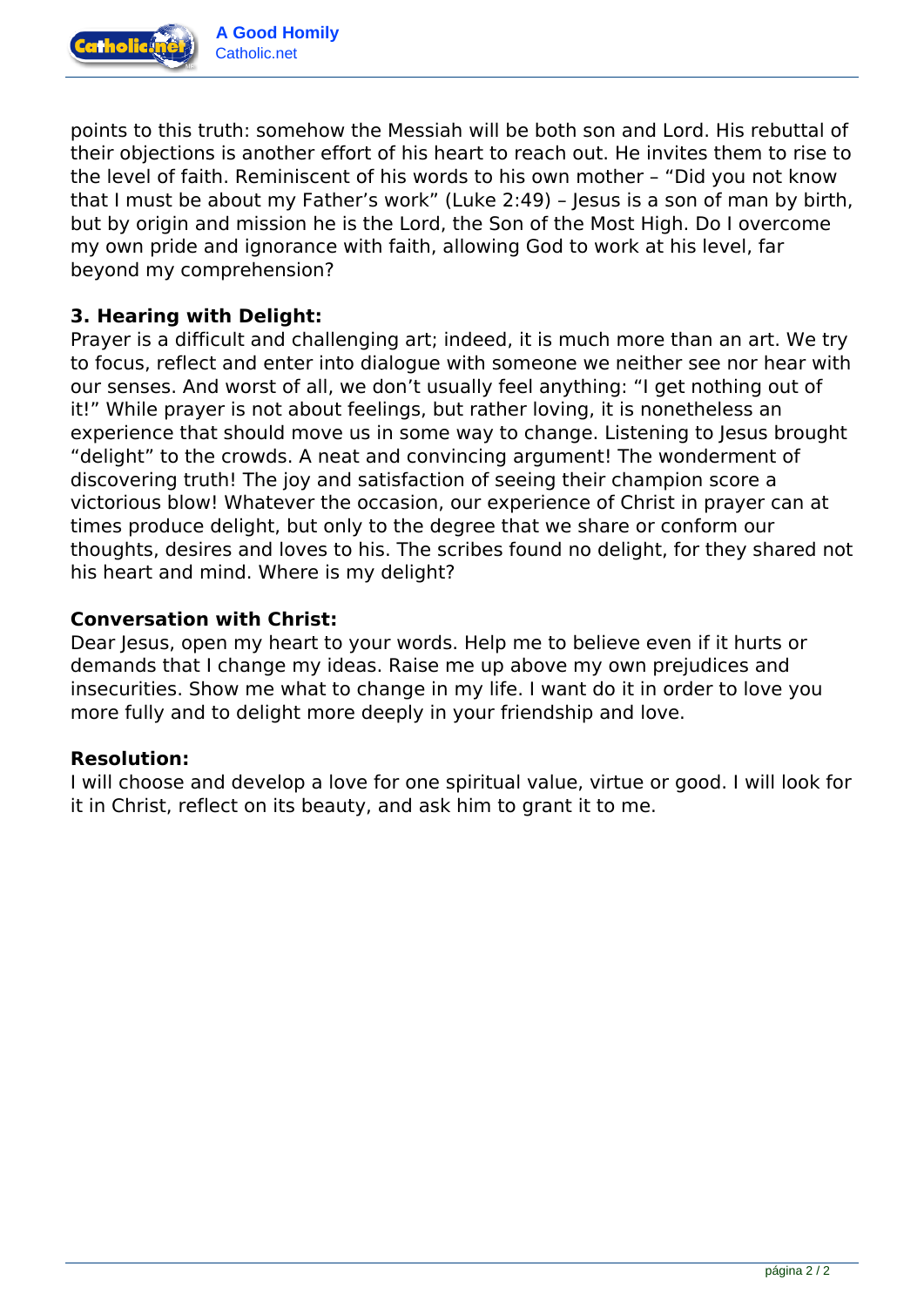points to this truth: somehow the Messiah will be both son and Lord. His rebuttal of their objections is another effort of his heart to reach out. He invites them to rise to the level of faith. Reminiscent of his words to his own mother – "Did you not know that I must be about my Father's work" (Luke 2:49) – Jesus is a son of man by birth, but by origin and mission he is the Lord, the Son of the Most High. Do I overcome my own pride and ignorance with faith, allowing God to work at his level, far beyond my comprehension?

**3. Hearing with Delight:**
Prayer is a difficult and challenging art; indeed, it is much more than an art. We try to focus, reflect and enter into dialogue with someone we neither see nor hear with our senses. And worst of all, we don't usually feel anything: "I get nothing out of it!" While prayer is not about feelings, but rather loving, it is nonetheless an experience that should move us in some way to change. Listening to Jesus brought "delight" to the crowds. A neat and convincing argument! The wonderment of discovering truth! The joy and satisfaction of seeing their champion score a victorious blow! Whatever the occasion, our experience of Christ in prayer can at times produce delight, but only to the degree that we share or conform our thoughts, desires and loves to his. The scribes found no delight, for they shared not his heart and mind. Where is my delight?

**Conversation with Christ:**
Dear Jesus, open my heart to your words. Help me to believe even if it hurts or demands that I change my ideas. Raise me up above my own prejudices and insecurities. Show me what to change in my life. I want do it in order to love you more fully and to delight more deeply in your friendship and love.

**Resolution:**
I will choose and develop a love for one spiritual value, virtue or good. I will look for it in Christ, reflect on its beauty, and ask him to grant it to me.